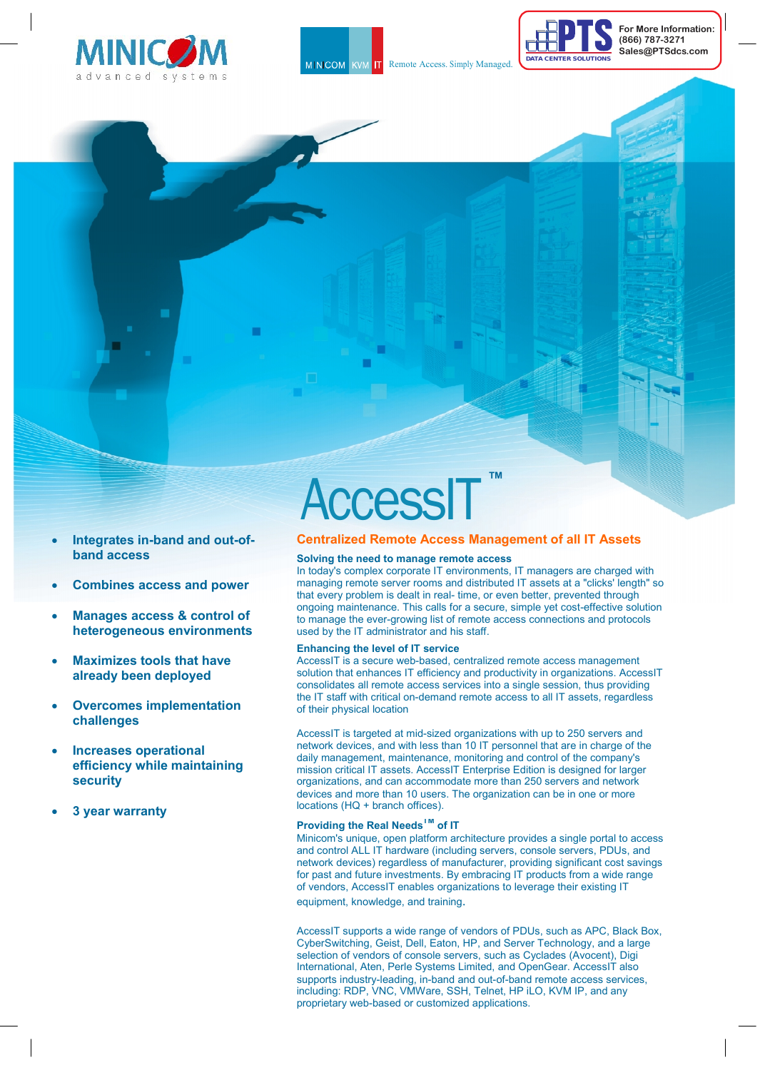MINICOM advanced systems

MINICOM KVM IT Remote Access. Simply Managed.

PTS DATA CENTER SOLUTIONS

For More Information:
(866) 787-3271
Sales@PTSdcs.com

# AccessIT™

- **Integrates in-band and out-of-band access**
- **Combines access and power**
- **Manages access & control of heterogeneous environments**
- **Maximizes tools that have already been deployed**
- **Overcomes implementation challenges**
- **Increases operational efficiency while maintaining security**
- **3 year warranty**

## Centralized Remote Access Management of all IT Assets

### Solving the need to manage remote access

In today's complex corporate IT environments, IT managers are charged with managing remote server rooms and distributed IT assets at a "clicks' length" so that every problem is dealt in real- time, or even better, prevented through ongoing maintenance. This calls for a secure, simple yet cost-effective solution to manage the ever-growing list of remote access connections and protocols used by the IT administrator and his staff.

### Enhancing the level of IT service

AccessIT is a secure web-based, centralized remote access management solution that enhances IT efficiency and productivity in organizations. AccessIT consolidates all remote access services into a single session, thus providing the IT staff with critical on-demand remote access to all IT assets, regardless of their physical location

AccessIT is targeted at mid-sized organizations with up to 250 servers and network devices, and with less than 10 IT personnel that are in charge of the daily management, maintenance, monitoring and control of the company's mission critical IT assets. AccessIT Enterprise Edition is designed for larger organizations, and can accommodate more than 250 servers and network devices and more than 10 users. The organization can be in one or more locations (HQ + branch offices).

### Providing the Real Needs™ of IT

Minicom's unique, open platform architecture provides a single portal to access and control ALL IT hardware (including servers, console servers, PDUs, and network devices) regardless of manufacturer, providing significant cost savings for past and future investments. By embracing IT products from a wide range of vendors, AccessIT enables organizations to leverage their existing IT equipment, knowledge, and training.

AccessIT supports a wide range of vendors of PDUs, such as APC, Black Box, CyberSwitching, Geist, Dell, Eaton, HP, and Server Technology, and a large selection of vendors of console servers, such as Cyclades (Avocent), Digi International, Aten, Perle Systems Limited, and OpenGear. AccessIT also supports industry-leading, in-band and out-of-band remote access services, including: RDP, VNC, VMWare, SSH, Telnet, HP iLO, KVM IP, and any proprietary web-based or customized applications.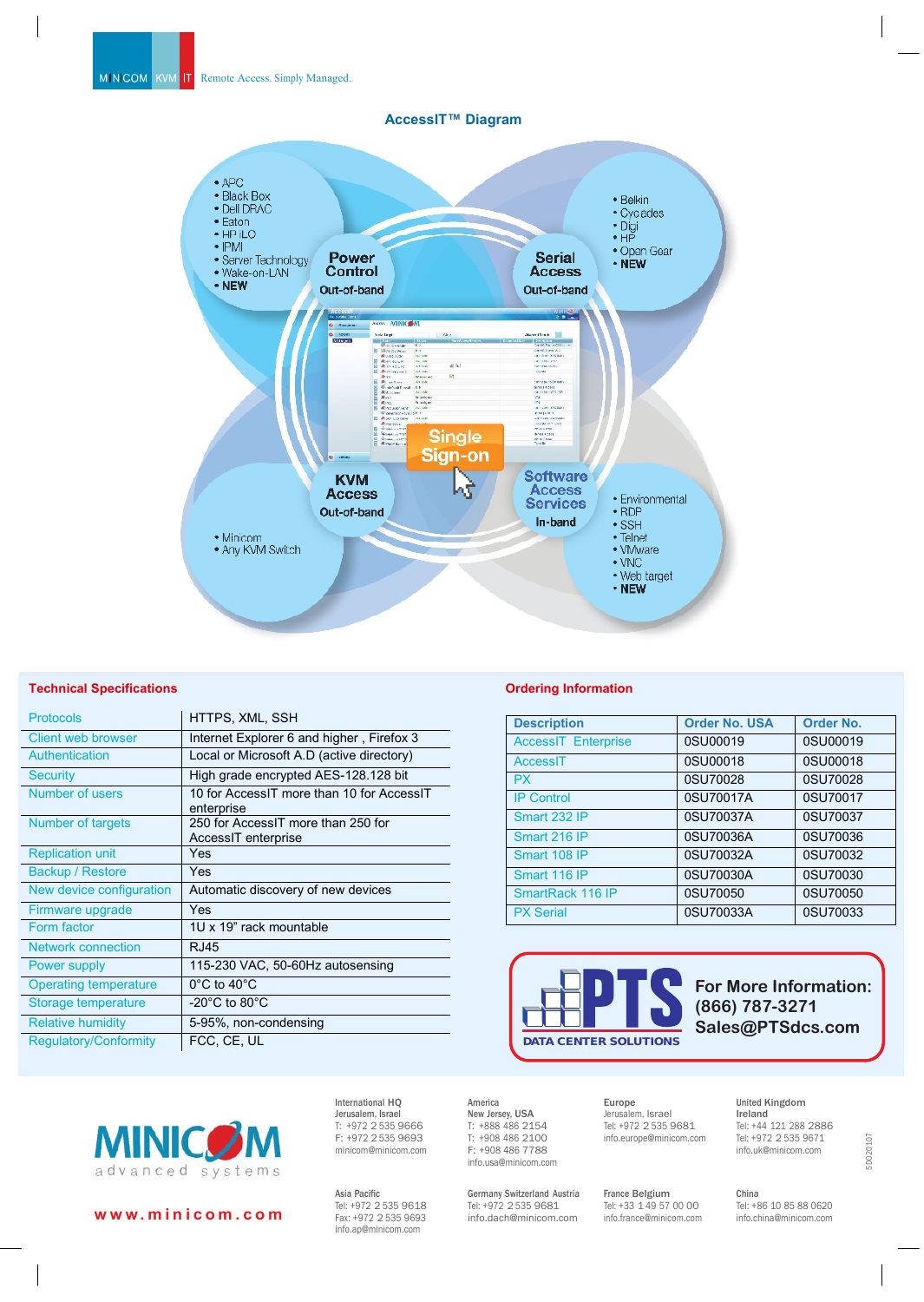MINICOM KVM IT Remote Access. Simply Managed.

## AccessIT™ Diagram

**Power Control** Out-of-band
- APC
- Black Box
- Dell DRAC
- Eaton
- HP iLO
- IPMI
- Server Technology
- Wake-on-LAN
- **NEW**

**Serial Access** Out-of-band
- Belkin
- Cyclades
- Digi
- HP
- Open Gear
- **NEW**

**Single Sign-on**

**KVM Access** Out-of-band
- Minicom
- Any KVM Switch

**Software Access Services** In-band
- Environmental
- RDP
- SSH
- Telnet
- VMware
- VNC
- Web target
- **NEW**

## Technical Specifications

| | |
|---|---|
| Protocols | HTTPS, XML, SSH |
| Client web browser | Internet Explorer 6 and higher , Firefox 3 |
| Authentication | Local or Microsoft A.D (active directory) |
| Security | High grade encrypted AES-128.128 bit |
| Number of users | 10 for AccessIT more than 10 for AccessIT enterprise |
| Number of targets | 250 for AccessIT more than 250 for AccessIT enterprise |
| Replication unit | Yes |
| Backup / Restore | Yes |
| New device configuration | Automatic discovery of new devices |
| Firmware upgrade | Yes |
| Form factor | 1U x 19" rack mountable |
| Network connection | RJ45 |
| Power supply | 115-230 VAC, 50-60Hz autosensing |
| Operating temperature | 0°C to 40°C |
| Storage temperature | -20°C to 80°C |
| Relative humidity | 5-95%, non-condensing |
| Regulatory/Conformity | FCC, CE, UL |

## Ordering Information

| Description | Order No. USA | Order No. |
|---|---|---|
| AccessIT Enterprise | 0SU00019 | 0SU00019 |
| AccessIT | 0SU00018 | 0SU00018 |
| PX | 0SU70028 | 0SU70028 |
| IP Control | 0SU70017A | 0SU70017 |
| Smart 232 IP | 0SU70037A | 0SU70037 |
| Smart 216 IP | 0SU70036A | 0SU70036 |
| Smart 108 IP | 0SU70032A | 0SU70032 |
| Smart 116 IP | 0SU70030A | 0SU70030 |
| SmartRack 116 IP | 0SU70050 | 0SU70050 |
| PX Serial | 0SU70033A | 0SU70033 |

PTS DATA CENTER SOLUTIONS

**For More Information:**
**(866) 787-3271**
**Sales@PTSdcs.com**

MINICOM advanced systems

**www.minicom.com**

**International HQ**
Jerusalem, Israel
T: +972 2 535 9666
F: +972 2 535 9693
minicom@minicom.com

**America**
New Jersey, USA
T: +888 486 2154
T: +908 486 2100
F: +908 486 7788
info.usa@minicom.com

**Europe**
Jerusalem, Israel
Tel: +972 2 535 9681
info.europe@minicom.com

**United Kingdom Ireland**
Tel: +44 121 288 2886
Tel: +972 2 535 9671
info.uk@minicom.com

**Asia Pacific**
Tel: +972 2 535 9618
Fax: +972 2 535 9693
info.ap@minicom.com

**Germany Switzerland Austria**
Tel: +972 2 535 9681
info.dach@minicom.com

**France Belgium**
Tel: +33 1 49 57 00 00
info.france@minicom.com

**China**
Tel: +86 10 85 88 0620
info.china@minicom.com

5D020107